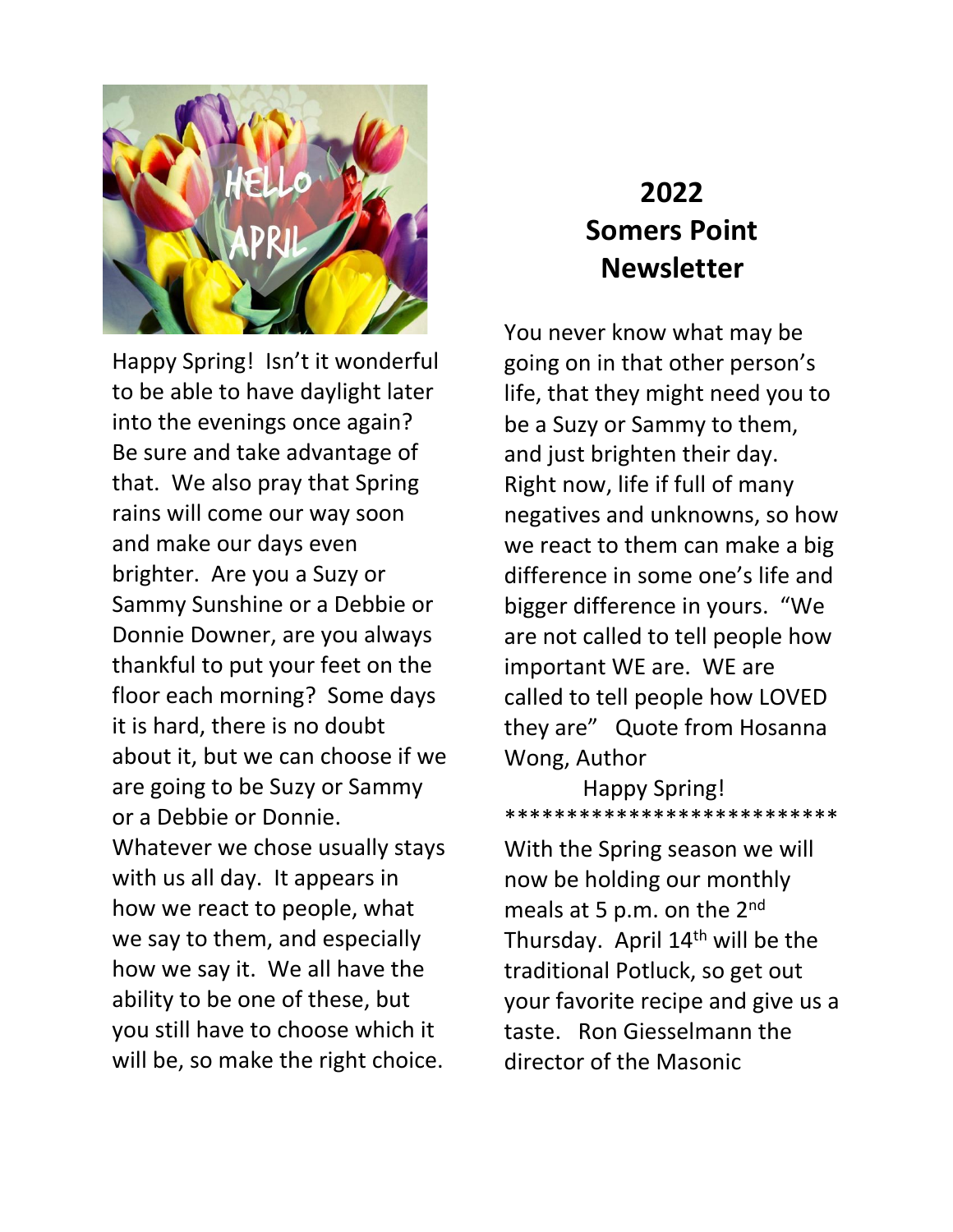# 2022 Somers Point Newsletter

Happy Spring! Isn't it wonderful to be able to have daylight later into the evenings once again? Be sure and take advantage of that. We also pray that Spring rains will come our way soon and make our days even brighter. Are you a Suzy or Sammy Sunshine or a Debbie or Donnie Downer, are you always thankful to put your feet on the floor each morning? Some days it is hard, there is no doubt about it, but we can choose if we are going to be Suzy or Sammy or a Debbie or Donnie. Whatever we chose usually stays with us all day. It appears in how we react to people, what we say to them, and especially how we say it. We all have the ability to be one of these, but you still have to choose which it will be, so make the right choice.

You never know what may be going on in that other person's life, that they might need you to be a Suzy or Sammy to them, and just brighten their day. Right now, life if full of many negatives and unknowns, so how we react to them can make a big difference in some one's life and bigger difference in yours. "We are not called to tell people how important WE are. WE are called to tell people how LOVED they are" Quote from Hosanna Wong, Author

Happy Spring!

**************************

With the Spring season we will now be holding our monthly meals at 5 p.m. on the 2nd Thursday. April 14th will be the traditional Potluck, so get out your favorite recipe and give us a taste. Ron Giesselmann the director of the Masonic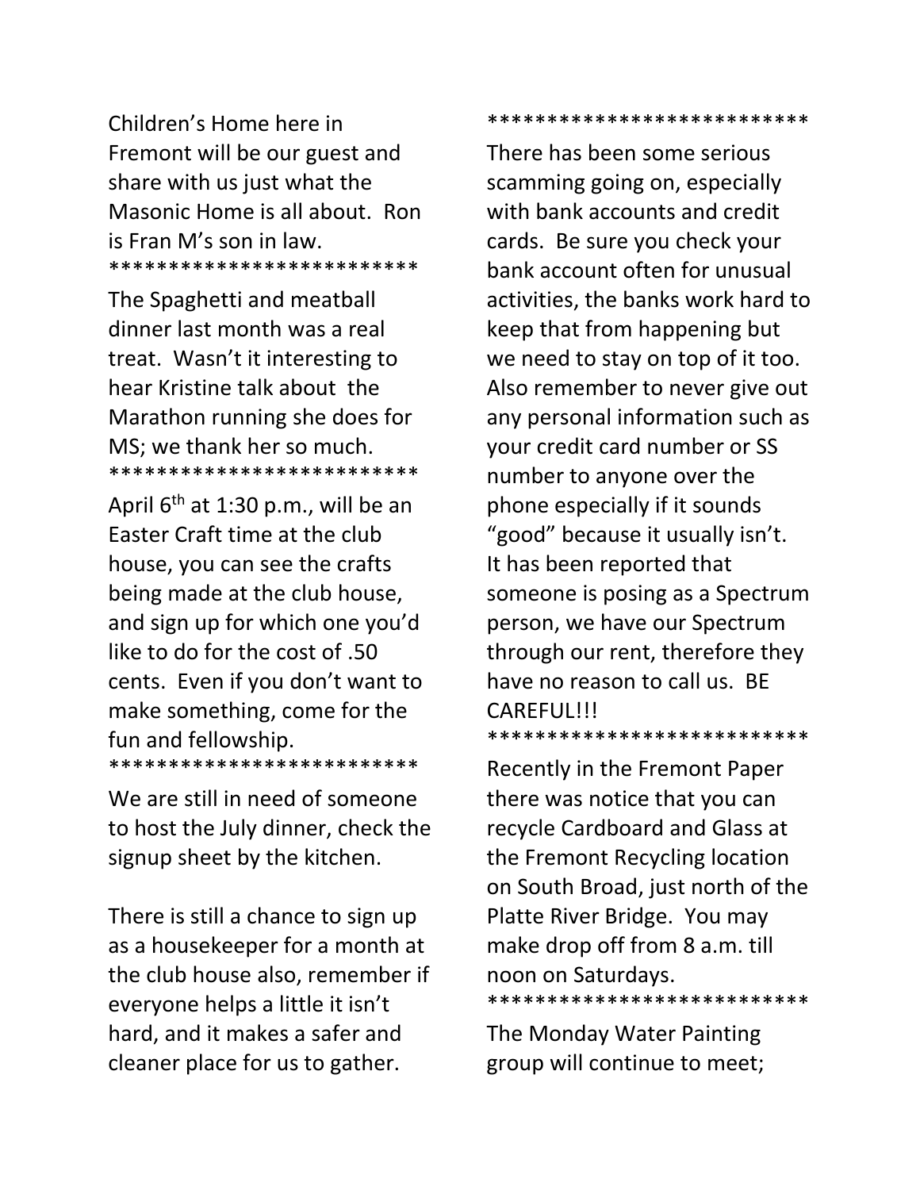Children's Home here in Fremont will be our guest and share with us just what the Masonic Home is all about. Ron is Fran M's son in law.

**************************

The Spaghetti and meatball dinner last month was a real treat. Wasn't it interesting to hear Kristine talk about the Marathon running she does for MS; we thank her so much.

**************************

April 6th at 1:30 p.m., will be an Easter Craft time at the club house, you can see the crafts being made at the club house, and sign up for which one you'd like to do for the cost of .50 cents. Even if you don't want to make something, come for the fun and fellowship.

**************************

We are still in need of someone to host the July dinner, check the signup sheet by the kitchen.

There is still a chance to sign up as a housekeeper for a month at the club house also, remember if everyone helps a little it isn't hard, and it makes a safer and cleaner place for us to gather.

***************************

There has been some serious scamming going on, especially with bank accounts and credit cards. Be sure you check your bank account often for unusual activities, the banks work hard to keep that from happening but we need to stay on top of it too. Also remember to never give out any personal information such as your credit card number or SS number to anyone over the phone especially if it sounds "good" because it usually isn't. It has been reported that someone is posing as a Spectrum person, we have our Spectrum through our rent, therefore they have no reason to call us. BE CAREFUL!!!

***************************

Recently in the Fremont Paper there was notice that you can recycle Cardboard and Glass at the Fremont Recycling location on South Broad, just north of the Platte River Bridge. You may make drop off from 8 a.m. till noon on Saturdays.

***************************

The Monday Water Painting group will continue to meet;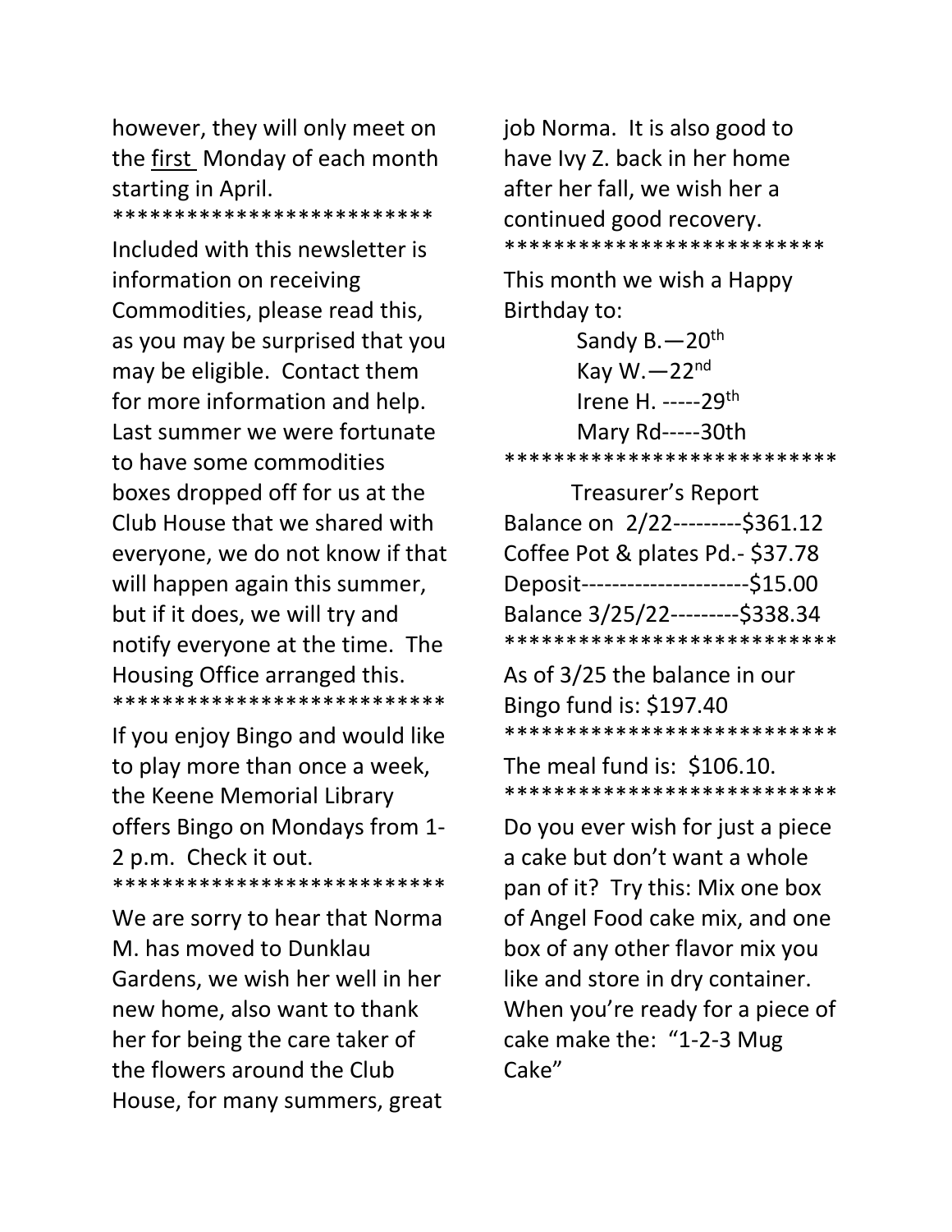however, they will only meet on the <u>first</u> Monday of each month starting in April.

**************************

Included with this newsletter is information on receiving Commodities, please read this, as you may be surprised that you may be eligible. Contact them for more information and help. Last summer we were fortunate to have some commodities boxes dropped off for us at the Club House that we shared with everyone, we do not know if that will happen again this summer, but if it does, we will try and notify everyone at the time. The Housing Office arranged this.

***************************

If you enjoy Bingo and would like to play more than once a week, the Keene Memorial Library offers Bingo on Mondays from 1-2 p.m. Check it out.

***************************

We are sorry to hear that Norma M. has moved to Dunklau Gardens, we wish her well in her new home, also want to thank her for being the care taker of the flowers around the Club House, for many summers, great job Norma. It is also good to have Ivy Z. back in her home after her fall, we wish her a continued good recovery.

**************************

This month we wish a Happy Birthday to:

Sandy B.—20th
Kay W.—22nd
Irene H. -----29th
Mary Rd-----30th

***************************

Treasurer's Report

Balance on 2/22---------$361.12
Coffee Pot & plates Pd.- $37.78
Deposit----------------------$15.00
Balance 3/25/22---------$338.34

***************************

As of 3/25 the balance in our Bingo fund is: $197.40

***************************

The meal fund is: $106.10.

***************************

Do you ever wish for just a piece a cake but don't want a whole pan of it? Try this: Mix one box of Angel Food cake mix, and one box of any other flavor mix you like and store in dry container. When you're ready for a piece of cake make the: "1-2-3 Mug Cake"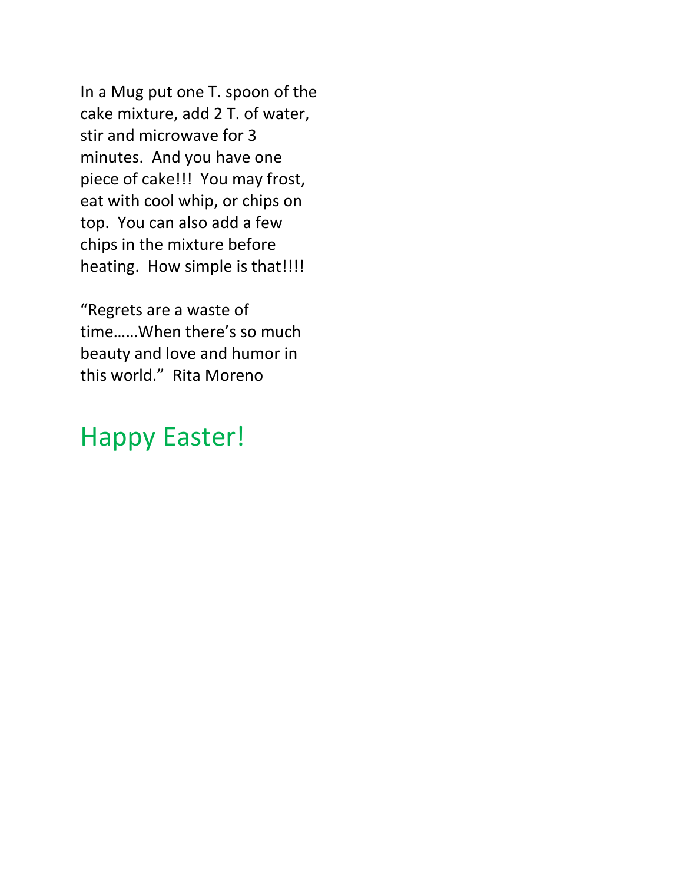In a Mug put one T. spoon of the cake mixture, add 2 T. of water, stir and microwave for 3 minutes. And you have one piece of cake!!! You may frost, eat with cool whip, or chips on top. You can also add a few chips in the mixture before heating. How simple is that!!!!

"Regrets are a waste of time……When there's so much beauty and love and humor in this world." Rita Moreno

## Happy Easter!